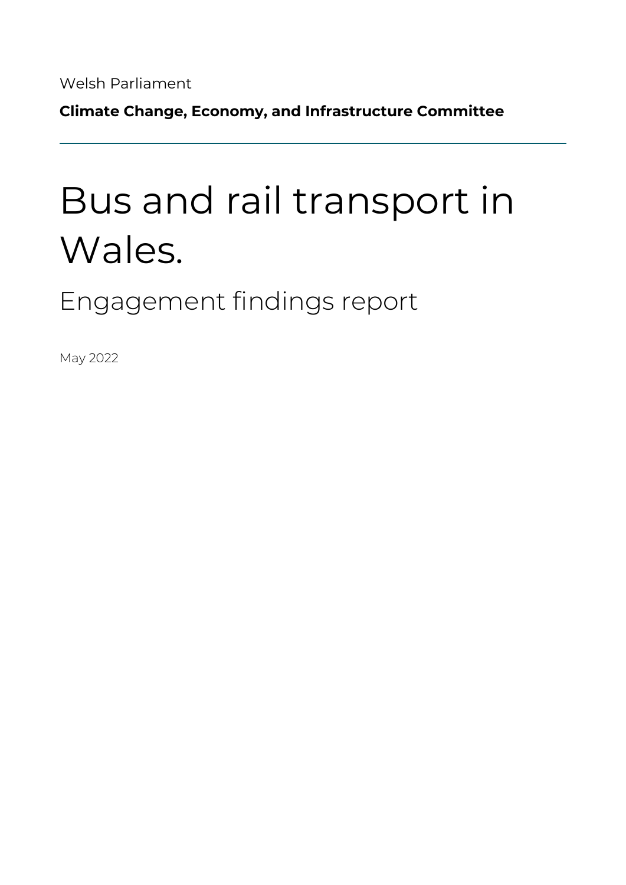Welsh Parliament

**Climate Change, Economy, and Infrastructure Committee**

---

# Bus and rail transport in Wales.

## Engagement findings report

May 2022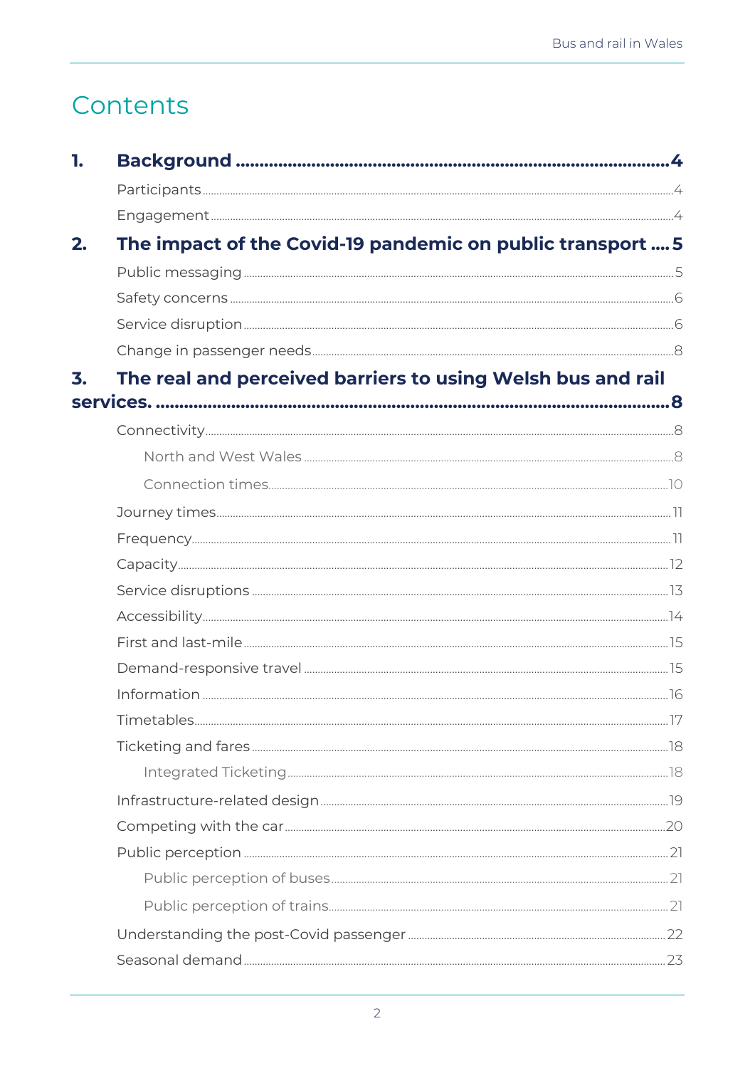# Contents

1. **Background** ........ 4
   - Participants ........ 4
   - Engagement ........ 4
2. **The impact of the Covid-19 pandemic on public transport** ........ 5
   - Public messaging ........ 5
   - Safety concerns ........ 6
   - Service disruption ........ 6
   - Change in passenger needs ........ 8
3. **The real and perceived barriers to using Welsh bus and rail services.** ........ 8
   - Connectivity ........ 8
     - North and West Wales ........ 8
     - Connection times ........ 10
   - Journey times ........ 11
   - Frequency ........ 11
   - Capacity ........ 12
   - Service disruptions ........ 13
   - Accessibility ........ 14
   - First and last-mile ........ 15
   - Demand-responsive travel ........ 15
   - Information ........ 16
   - Timetables ........ 17
   - Ticketing and fares ........ 18
     - Integrated Ticketing ........ 18
   - Infrastructure-related design ........ 19
   - Competing with the car ........ 20
   - Public perception ........ 21
     - Public perception of buses ........ 21
     - Public perception of trains ........ 21
   - Understanding the post-Covid passenger ........ 22
   - Seasonal demand ........ 23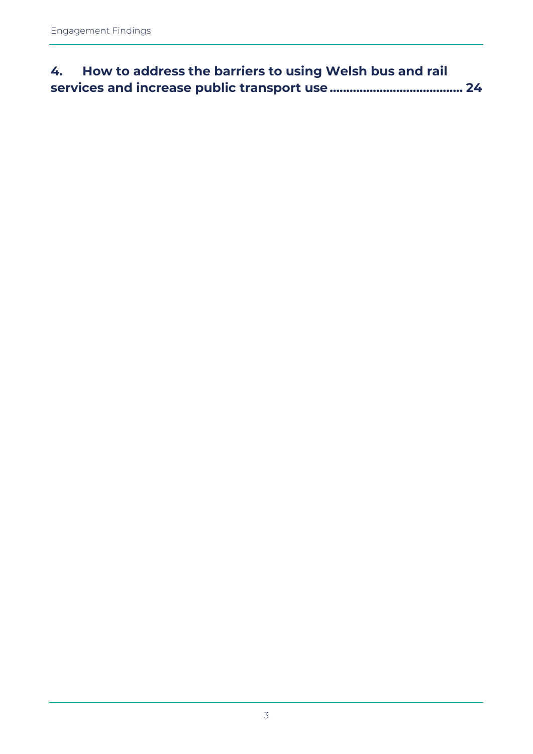**4. How to address the barriers to using Welsh bus and rail services and increase public transport use ........................................ 24**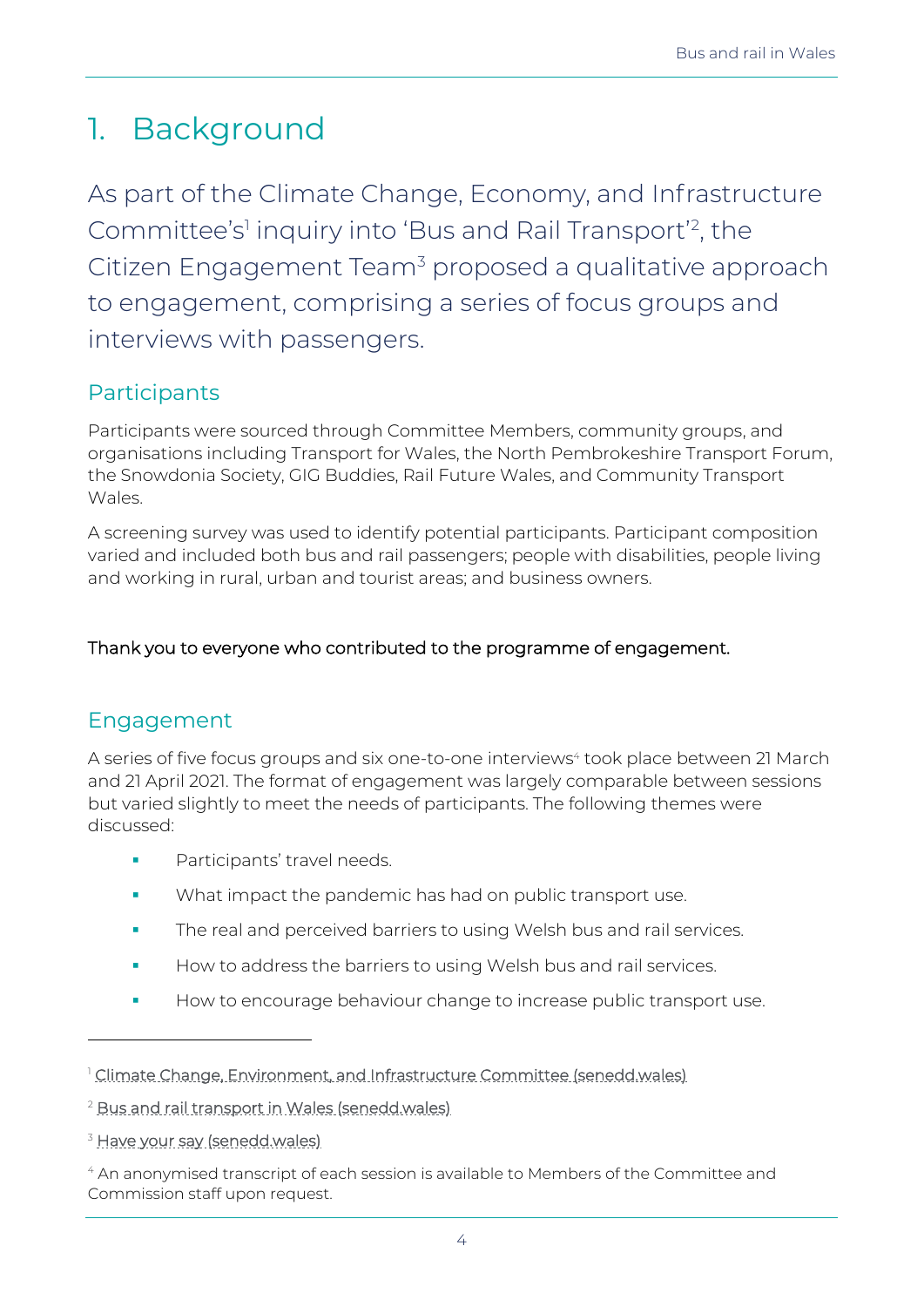# 1. Background

As part of the Climate Change, Economy, and Infrastructure Committee's[1] inquiry into 'Bus and Rail Transport'[2], the Citizen Engagement Team[3] proposed a qualitative approach to engagement, comprising a series of focus groups and interviews with passengers.

## Participants

Participants were sourced through Committee Members, community groups, and organisations including Transport for Wales, the North Pembrokeshire Transport Forum, the Snowdonia Society, GIG Buddies, Rail Future Wales, and Community Transport Wales.

A screening survey was used to identify potential participants. Participant composition varied and included both bus and rail passengers; people with disabilities, people living and working in rural, urban and tourist areas; and business owners.

Thank you to everyone who contributed to the programme of engagement.

## Engagement

A series of five focus groups and six one-to-one interviews[4] took place between 21 March and 21 April 2021. The format of engagement was largely comparable between sessions but varied slightly to meet the needs of participants. The following themes were discussed:

- Participants' travel needs.
- What impact the pandemic has had on public transport use.
- The real and perceived barriers to using Welsh bus and rail services.
- How to address the barriers to using Welsh bus and rail services.
- How to encourage behaviour change to increase public transport use.

---

[1] Climate Change, Environment, and Infrastructure Committee (senedd.wales)

[2] Bus and rail transport in Wales (senedd.wales)

[3] Have your say (senedd.wales)

[4] An anonymised transcript of each session is available to Members of the Committee and Commission staff upon request.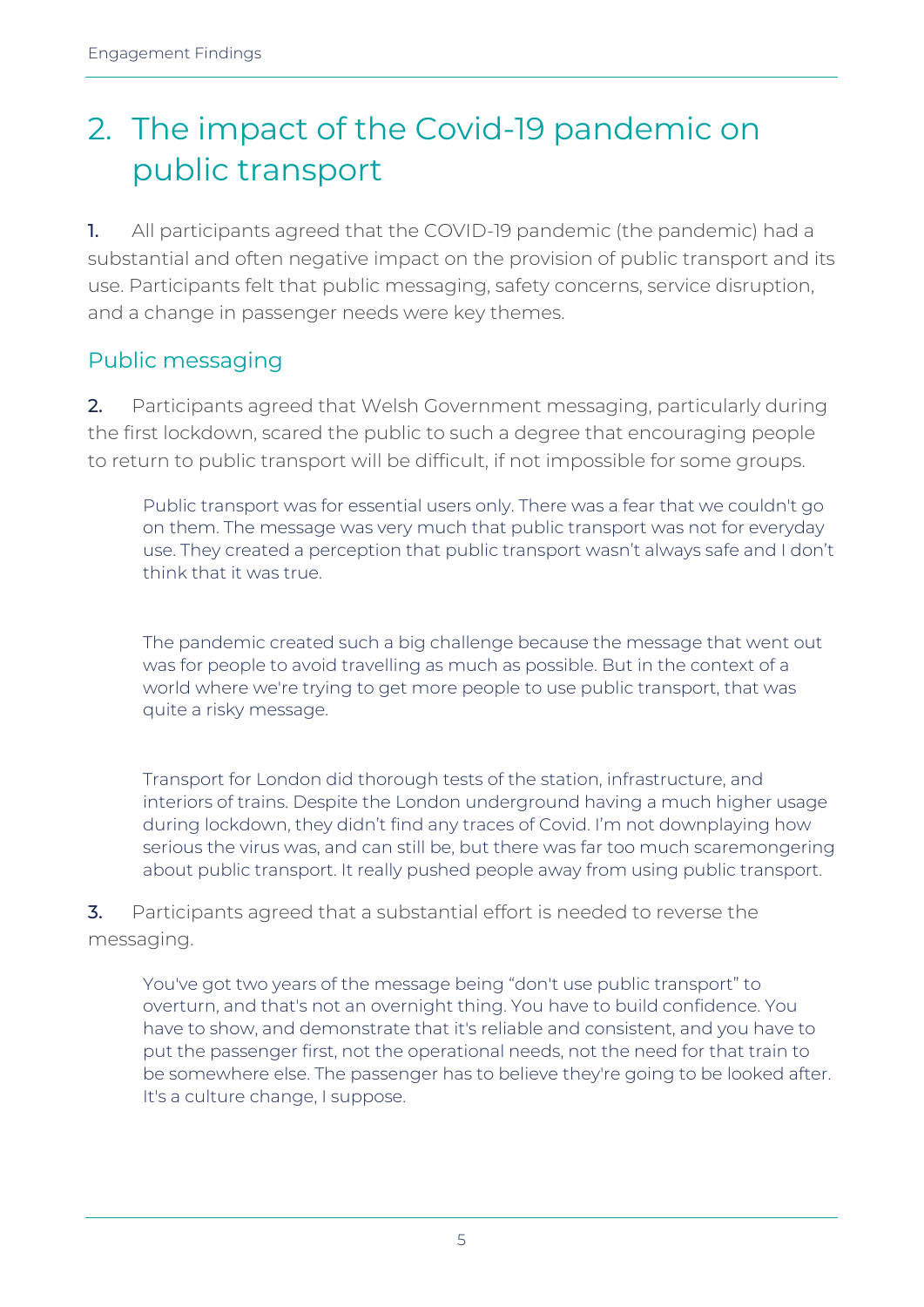# 2. The impact of the Covid-19 pandemic on public transport

**1.** All participants agreed that the COVID-19 pandemic (the pandemic) had a substantial and often negative impact on the provision of public transport and its use. Participants felt that public messaging, safety concerns, service disruption, and a change in passenger needs were key themes.

## Public messaging

**2.** Participants agreed that Welsh Government messaging, particularly during the first lockdown, scared the public to such a degree that encouraging people to return to public transport will be difficult, if not impossible for some groups.

> Public transport was for essential users only. There was a fear that we couldn't go on them. The message was very much that public transport was not for everyday use. They created a perception that public transport wasn't always safe and I don't think that it was true.

> The pandemic created such a big challenge because the message that went out was for people to avoid travelling as much as possible. But in the context of a world where we're trying to get more people to use public transport, that was quite a risky message.

> Transport for London did thorough tests of the station, infrastructure, and interiors of trains. Despite the London underground having a much higher usage during lockdown, they didn't find any traces of Covid. I'm not downplaying how serious the virus was, and can still be, but there was far too much scaremongering about public transport. It really pushed people away from using public transport.

**3.** Participants agreed that a substantial effort is needed to reverse the messaging.

> You've got two years of the message being "don't use public transport" to overturn, and that's not an overnight thing. You have to build confidence. You have to show, and demonstrate that it's reliable and consistent, and you have to put the passenger first, not the operational needs, not the need for that train to be somewhere else. The passenger has to believe they're going to be looked after. It's a culture change, I suppose.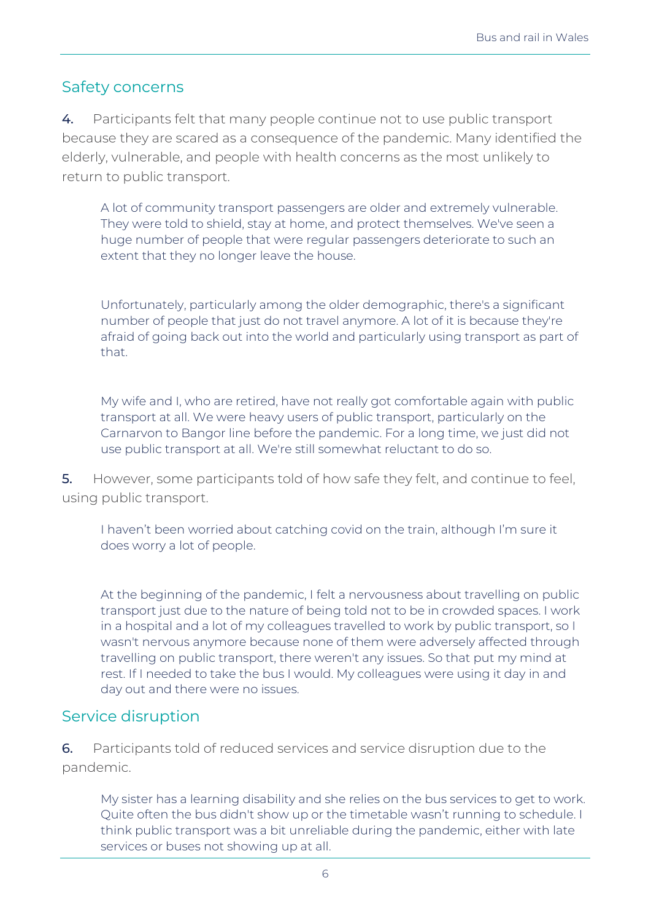## Safety concerns

**4.** Participants felt that many people continue not to use public transport because they are scared as a consequence of the pandemic. Many identified the elderly, vulnerable, and people with health concerns as the most unlikely to return to public transport.

> A lot of community transport passengers are older and extremely vulnerable. They were told to shield, stay at home, and protect themselves. We've seen a huge number of people that were regular passengers deteriorate to such an extent that they no longer leave the house.

> Unfortunately, particularly among the older demographic, there's a significant number of people that just do not travel anymore. A lot of it is because they're afraid of going back out into the world and particularly using transport as part of that.

> My wife and I, who are retired, have not really got comfortable again with public transport at all. We were heavy users of public transport, particularly on the Carnarvon to Bangor line before the pandemic. For a long time, we just did not use public transport at all. We're still somewhat reluctant to do so.

**5.** However, some participants told of how safe they felt, and continue to feel, using public transport.

> I haven't been worried about catching covid on the train, although I'm sure it does worry a lot of people.

> At the beginning of the pandemic, I felt a nervousness about travelling on public transport just due to the nature of being told not to be in crowded spaces. I work in a hospital and a lot of my colleagues travelled to work by public transport, so I wasn't nervous anymore because none of them were adversely affected through travelling on public transport, there weren't any issues. So that put my mind at rest. If I needed to take the bus I would. My colleagues were using it day in and day out and there were no issues.

## Service disruption

**6.** Participants told of reduced services and service disruption due to the pandemic.

> My sister has a learning disability and she relies on the bus services to get to work. Quite often the bus didn't show up or the timetable wasn't running to schedule. I think public transport was a bit unreliable during the pandemic, either with late services or buses not showing up at all.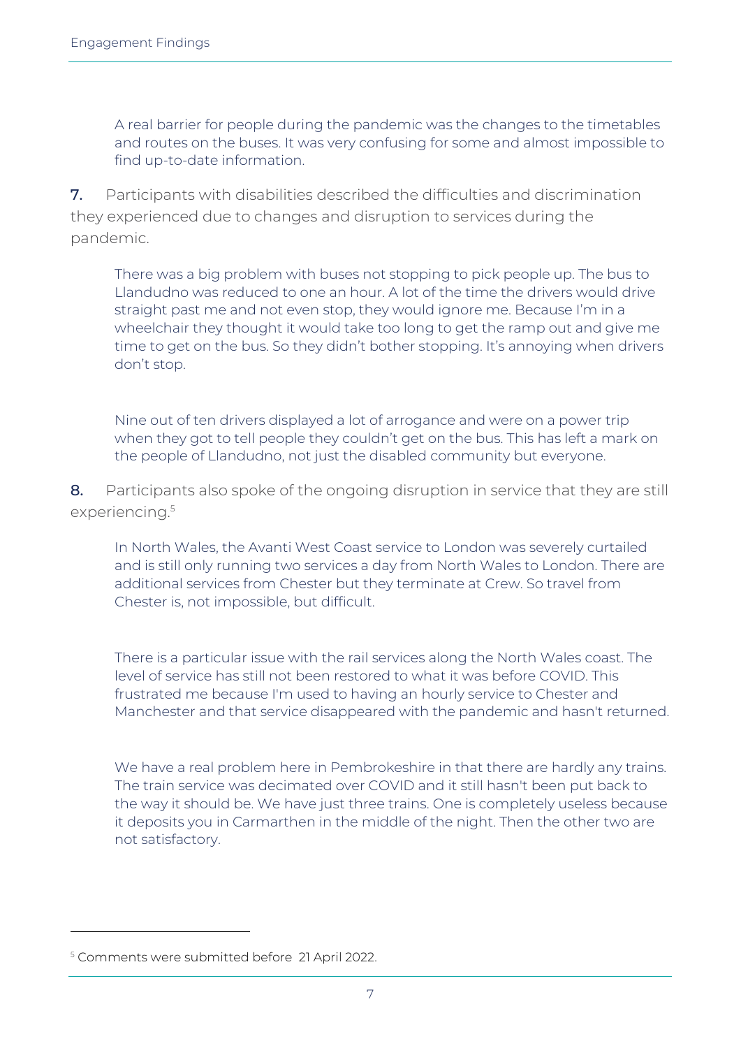> A real barrier for people during the pandemic was the changes to the timetables and routes on the buses. It was very confusing for some and almost impossible to find up-to-date information.

**7.** Participants with disabilities described the difficulties and discrimination they experienced due to changes and disruption to services during the pandemic.

> There was a big problem with buses not stopping to pick people up. The bus to Llandudno was reduced to one an hour. A lot of the time the drivers would drive straight past me and not even stop, they would ignore me. Because I'm in a wheelchair they thought it would take too long to get the ramp out and give me time to get on the bus. So they didn't bother stopping. It's annoying when drivers don't stop.

> Nine out of ten drivers displayed a lot of arrogance and were on a power trip when they got to tell people they couldn't get on the bus. This has left a mark on the people of Llandudno, not just the disabled community but everyone.

**8.** Participants also spoke of the ongoing disruption in service that they are still experiencing.[5]

> In North Wales, the Avanti West Coast service to London was severely curtailed and is still only running two services a day from North Wales to London. There are additional services from Chester but they terminate at Crew. So travel from Chester is, not impossible, but difficult.

> There is a particular issue with the rail services along the North Wales coast. The level of service has still not been restored to what it was before COVID. This frustrated me because I'm used to having an hourly service to Chester and Manchester and that service disappeared with the pandemic and hasn't returned.

> We have a real problem here in Pembrokeshire in that there are hardly any trains. The train service was decimated over COVID and it still hasn't been put back to the way it should be. We have just three trains. One is completely useless because it deposits you in Carmarthen in the middle of the night. Then the other two are not satisfactory.

[5] Comments were submitted before 21 April 2022.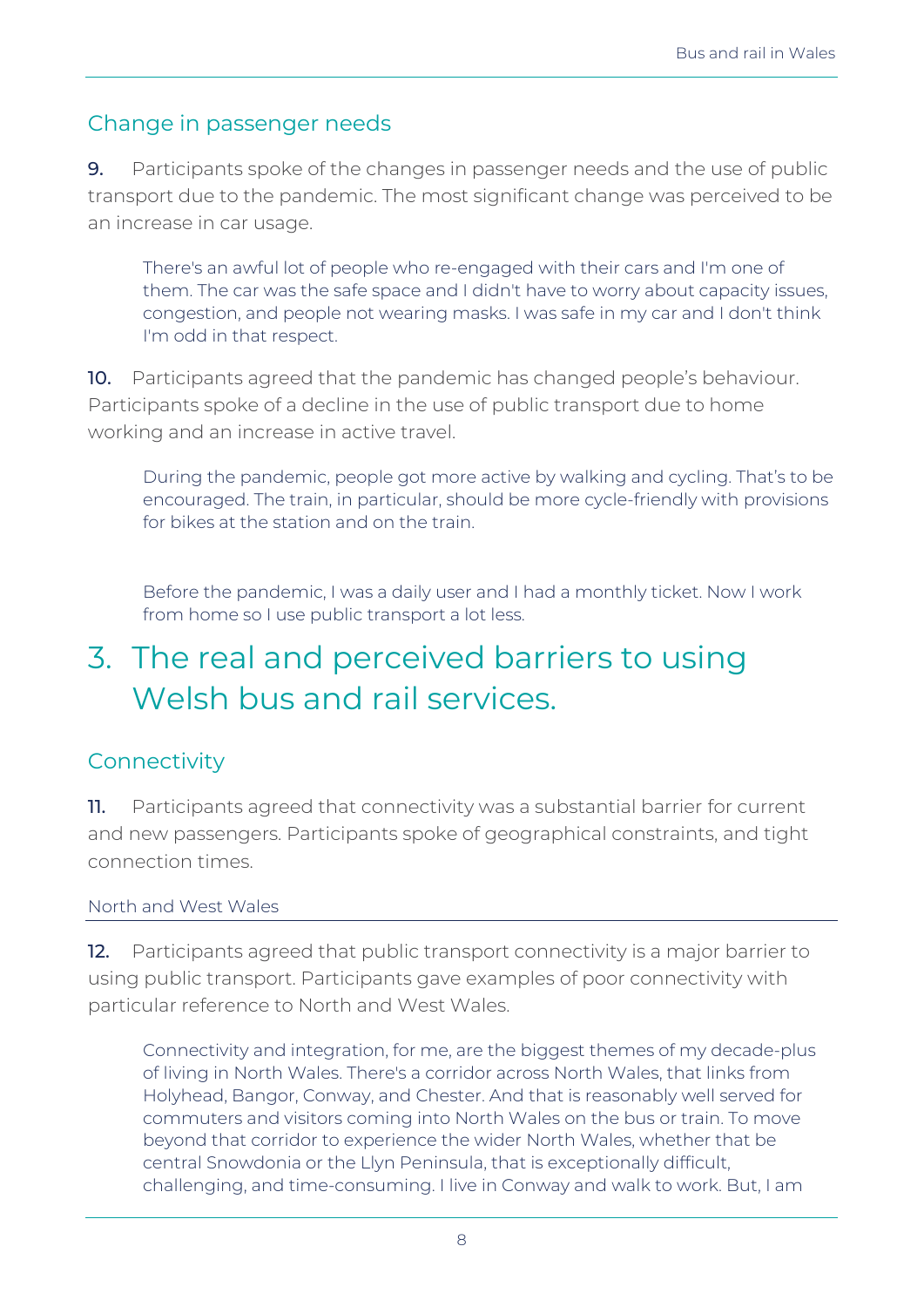## Change in passenger needs

**9.** Participants spoke of the changes in passenger needs and the use of public transport due to the pandemic. The most significant change was perceived to be an increase in car usage.

> There's an awful lot of people who re-engaged with their cars and I'm one of them. The car was the safe space and I didn't have to worry about capacity issues, congestion, and people not wearing masks. I was safe in my car and I don't think I'm odd in that respect.

**10.** Participants agreed that the pandemic has changed people's behaviour. Participants spoke of a decline in the use of public transport due to home working and an increase in active travel.

> During the pandemic, people got more active by walking and cycling. That's to be encouraged. The train, in particular, should be more cycle-friendly with provisions for bikes at the station and on the train.

> Before the pandemic, I was a daily user and I had a monthly ticket. Now I work from home so I use public transport a lot less.

# 3. The real and perceived barriers to using Welsh bus and rail services.

## Connectivity

**11.** Participants agreed that connectivity was a substantial barrier for current and new passengers. Participants spoke of geographical constraints, and tight connection times.

### North and West Wales

**12.** Participants agreed that public transport connectivity is a major barrier to using public transport. Participants gave examples of poor connectivity with particular reference to North and West Wales.

> Connectivity and integration, for me, are the biggest themes of my decade-plus of living in North Wales. There's a corridor across North Wales, that links from Holyhead, Bangor, Conway, and Chester. And that is reasonably well served for commuters and visitors coming into North Wales on the bus or train. To move beyond that corridor to experience the wider North Wales, whether that be central Snowdonia or the Llyn Peninsula, that is exceptionally difficult, challenging, and time-consuming. I live in Conway and walk to work. But, I am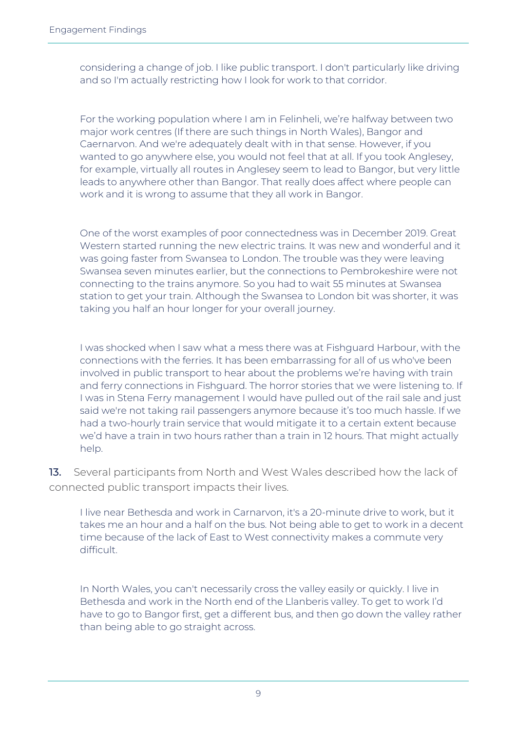> considering a change of job. I like public transport. I don't particularly like driving and so I'm actually restricting how I look for work to that corridor.

> For the working population where I am in Felinheli, we're halfway between two major work centres (If there are such things in North Wales), Bangor and Caernarvon. And we're adequately dealt with in that sense. However, if you wanted to go anywhere else, you would not feel that at all. If you took Anglesey, for example, virtually all routes in Anglesey seem to lead to Bangor, but very little leads to anywhere other than Bangor. That really does affect where people can work and it is wrong to assume that they all work in Bangor.

> One of the worst examples of poor connectedness was in December 2019. Great Western started running the new electric trains. It was new and wonderful and it was going faster from Swansea to London. The trouble was they were leaving Swansea seven minutes earlier, but the connections to Pembrokeshire were not connecting to the trains anymore. So you had to wait 55 minutes at Swansea station to get your train. Although the Swansea to London bit was shorter, it was taking you half an hour longer for your overall journey.

> I was shocked when I saw what a mess there was at Fishguard Harbour, with the connections with the ferries. It has been embarrassing for all of us who've been involved in public transport to hear about the problems we're having with train and ferry connections in Fishguard. The horror stories that we were listening to. If I was in Stena Ferry management I would have pulled out of the rail sale and just said we're not taking rail passengers anymore because it's too much hassle. If we had a two-hourly train service that would mitigate it to a certain extent because we'd have a train in two hours rather than a train in 12 hours. That might actually help.

**13.** Several participants from North and West Wales described how the lack of connected public transport impacts their lives.

> I live near Bethesda and work in Carnarvon, it's a 20-minute drive to work, but it takes me an hour and a half on the bus. Not being able to get to work in a decent time because of the lack of East to West connectivity makes a commute very difficult.

> In North Wales, you can't necessarily cross the valley easily or quickly. I live in Bethesda and work in the North end of the Llanberis valley. To get to work I'd have to go to Bangor first, get a different bus, and then go down the valley rather than being able to go straight across.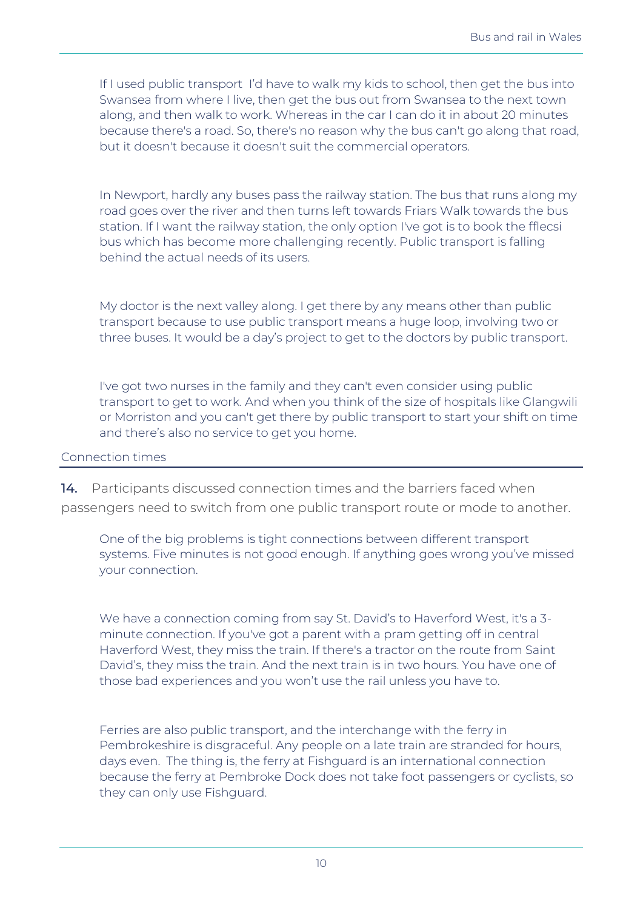> If I used public transport  I'd have to walk my kids to school, then get the bus into Swansea from where I live, then get the bus out from Swansea to the next town along, and then walk to work. Whereas in the car I can do it in about 20 minutes because there's a road. So, there's no reason why the bus can't go along that road, but it doesn't because it doesn't suit the commercial operators.

> In Newport, hardly any buses pass the railway station. The bus that runs along my road goes over the river and then turns left towards Friars Walk towards the bus station. If I want the railway station, the only option I've got is to book the fflecsi bus which has become more challenging recently. Public transport is falling behind the actual needs of its users.

> My doctor is the next valley along. I get there by any means other than public transport because to use public transport means a huge loop, involving two or three buses. It would be a day's project to get to the doctors by public transport.

> I've got two nurses in the family and they can't even consider using public transport to get to work. And when you think of the size of hospitals like Glangwili or Morriston and you can't get there by public transport to start your shift on time and there's also no service to get you home.

### Connection times

**14.** Participants discussed connection times and the barriers faced when passengers need to switch from one public transport route or mode to another.

> One of the big problems is tight connections between different transport systems. Five minutes is not good enough. If anything goes wrong you've missed your connection.

> We have a connection coming from say St. David's to Haverford West, it's a 3-minute connection. If you've got a parent with a pram getting off in central Haverford West, they miss the train. If there's a tractor on the route from Saint David's, they miss the train. And the next train is in two hours. You have one of those bad experiences and you won't use the rail unless you have to.

> Ferries are also public transport, and the interchange with the ferry in Pembrokeshire is disgraceful. Any people on a late train are stranded for hours, days even.  The thing is, the ferry at Fishguard is an international connection because the ferry at Pembroke Dock does not take foot passengers or cyclists, so they can only use Fishguard.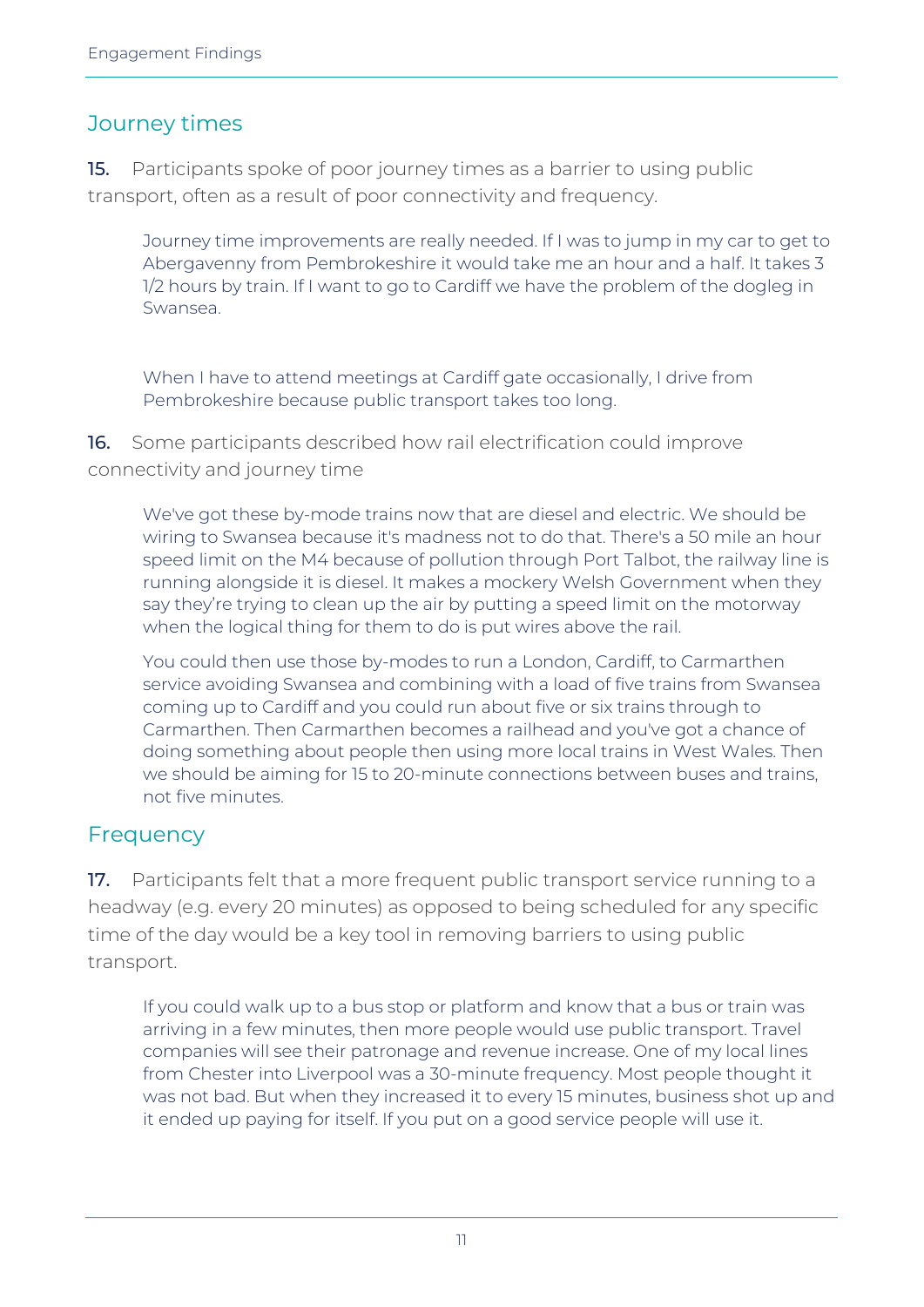## Journey times

**15.** Participants spoke of poor journey times as a barrier to using public transport, often as a result of poor connectivity and frequency.

> Journey time improvements are really needed. If I was to jump in my car to get to Abergavenny from Pembrokeshire it would take me an hour and a half. It takes 3 1/2 hours by train. If I want to go to Cardiff we have the problem of the dogleg in Swansea.

> When I have to attend meetings at Cardiff gate occasionally, I drive from Pembrokeshire because public transport takes too long.

**16.** Some participants described how rail electrification could improve connectivity and journey time

> We've got these by-mode trains now that are diesel and electric. We should be wiring to Swansea because it's madness not to do that. There's a 50 mile an hour speed limit on the M4 because of pollution through Port Talbot, the railway line is running alongside it is diesel. It makes a mockery Welsh Government when they say they're trying to clean up the air by putting a speed limit on the motorway when the logical thing for them to do is put wires above the rail.
>
> You could then use those by-modes to run a London, Cardiff, to Carmarthen service avoiding Swansea and combining with a load of five trains from Swansea coming up to Cardiff and you could run about five or six trains through to Carmarthen. Then Carmarthen becomes a railhead and you've got a chance of doing something about people then using more local trains in West Wales. Then we should be aiming for 15 to 20-minute connections between buses and trains, not five minutes.

## Frequency

**17.** Participants felt that a more frequent public transport service running to a headway (e.g. every 20 minutes) as opposed to being scheduled for any specific time of the day would be a key tool in removing barriers to using public transport.

> If you could walk up to a bus stop or platform and know that a bus or train was arriving in a few minutes, then more people would use public transport. Travel companies will see their patronage and revenue increase. One of my local lines from Chester into Liverpool was a 30-minute frequency. Most people thought it was not bad. But when they increased it to every 15 minutes, business shot up and it ended up paying for itself. If you put on a good service people will use it.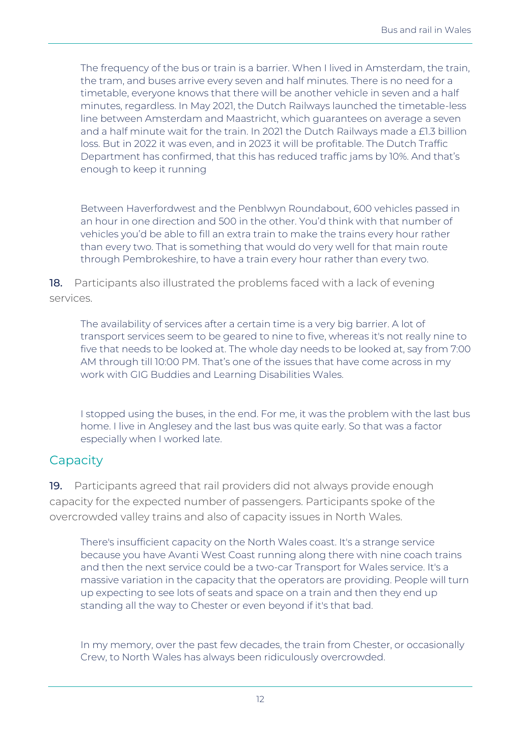> The frequency of the bus or train is a barrier. When I lived in Amsterdam, the train, the tram, and buses arrive every seven and half minutes. There is no need for a timetable, everyone knows that there will be another vehicle in seven and a half minutes, regardless. In May 2021, the Dutch Railways launched the timetable-less line between Amsterdam and Maastricht, which guarantees on average a seven and a half minute wait for the train. In 2021 the Dutch Railways made a £1.3 billion loss. But in 2022 it was even, and in 2023 it will be profitable. The Dutch Traffic Department has confirmed, that this has reduced traffic jams by 10%. And that's enough to keep it running

> Between Haverfordwest and the Penblwyn Roundabout, 600 vehicles passed in an hour in one direction and 500 in the other. You'd think with that number of vehicles you'd be able to fill an extra train to make the trains every hour rather than every two. That is something that would do very well for that main route through Pembrokeshire, to have a train every hour rather than every two.

**18.** Participants also illustrated the problems faced with a lack of evening services.

> The availability of services after a certain time is a very big barrier. A lot of transport services seem to be geared to nine to five, whereas it's not really nine to five that needs to be looked at. The whole day needs to be looked at, say from 7:00 AM through till 10:00 PM. That's one of the issues that have come across in my work with GIG Buddies and Learning Disabilities Wales.

> I stopped using the buses, in the end. For me, it was the problem with the last bus home. I live in Anglesey and the last bus was quite early. So that was a factor especially when I worked late.

## Capacity

**19.** Participants agreed that rail providers did not always provide enough capacity for the expected number of passengers. Participants spoke of the overcrowded valley trains and also of capacity issues in North Wales.

> There's insufficient capacity on the North Wales coast. It's a strange service because you have Avanti West Coast running along there with nine coach trains and then the next service could be a two-car Transport for Wales service. It's a massive variation in the capacity that the operators are providing. People will turn up expecting to see lots of seats and space on a train and then they end up standing all the way to Chester or even beyond if it's that bad.

> In my memory, over the past few decades, the train from Chester, or occasionally Crew, to North Wales has always been ridiculously overcrowded.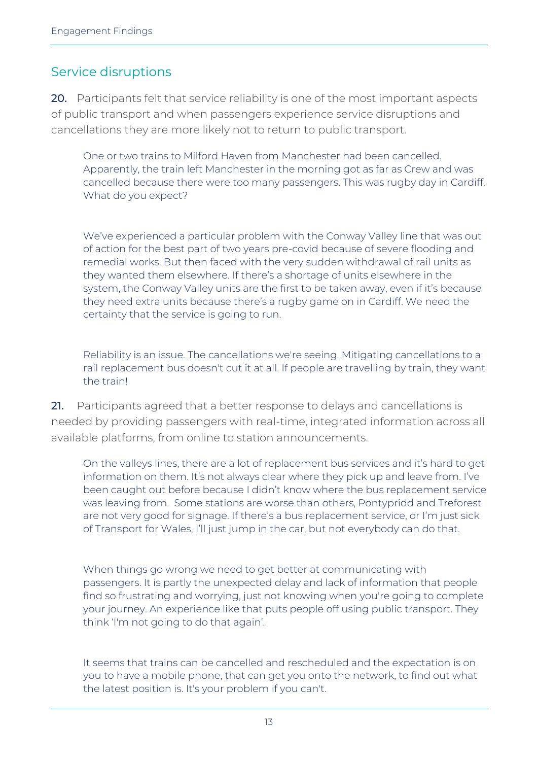## Service disruptions

**20.** Participants felt that service reliability is one of the most important aspects of public transport and when passengers experience service disruptions and cancellations they are more likely not to return to public transport.

> One or two trains to Milford Haven from Manchester had been cancelled. Apparently, the train left Manchester in the morning got as far as Crew and was cancelled because there were too many passengers. This was rugby day in Cardiff. What do you expect?

> We've experienced a particular problem with the Conway Valley line that was out of action for the best part of two years pre-covid because of severe flooding and remedial works. But then faced with the very sudden withdrawal of rail units as they wanted them elsewhere. If there's a shortage of units elsewhere in the system, the Conway Valley units are the first to be taken away, even if it's because they need extra units because there's a rugby game on in Cardiff. We need the certainty that the service is going to run.

> Reliability is an issue. The cancellations we're seeing. Mitigating cancellations to a rail replacement bus doesn't cut it at all. If people are travelling by train, they want the train!

**21.** Participants agreed that a better response to delays and cancellations is needed by providing passengers with real-time, integrated information across all available platforms, from online to station announcements.

> On the valleys lines, there are a lot of replacement bus services and it's hard to get information on them. It's not always clear where they pick up and leave from. I've been caught out before because I didn't know where the bus replacement service was leaving from. Some stations are worse than others, Pontypridd and Treforest are not very good for signage. If there's a bus replacement service, or I'm just sick of Transport for Wales, I'll just jump in the car, but not everybody can do that.

> When things go wrong we need to get better at communicating with passengers. It is partly the unexpected delay and lack of information that people find so frustrating and worrying, just not knowing when you're going to complete your journey. An experience like that puts people off using public transport. They think 'I'm not going to do that again'.

> It seems that trains can be cancelled and rescheduled and the expectation is on you to have a mobile phone, that can get you onto the network, to find out what the latest position is. It's your problem if you can't.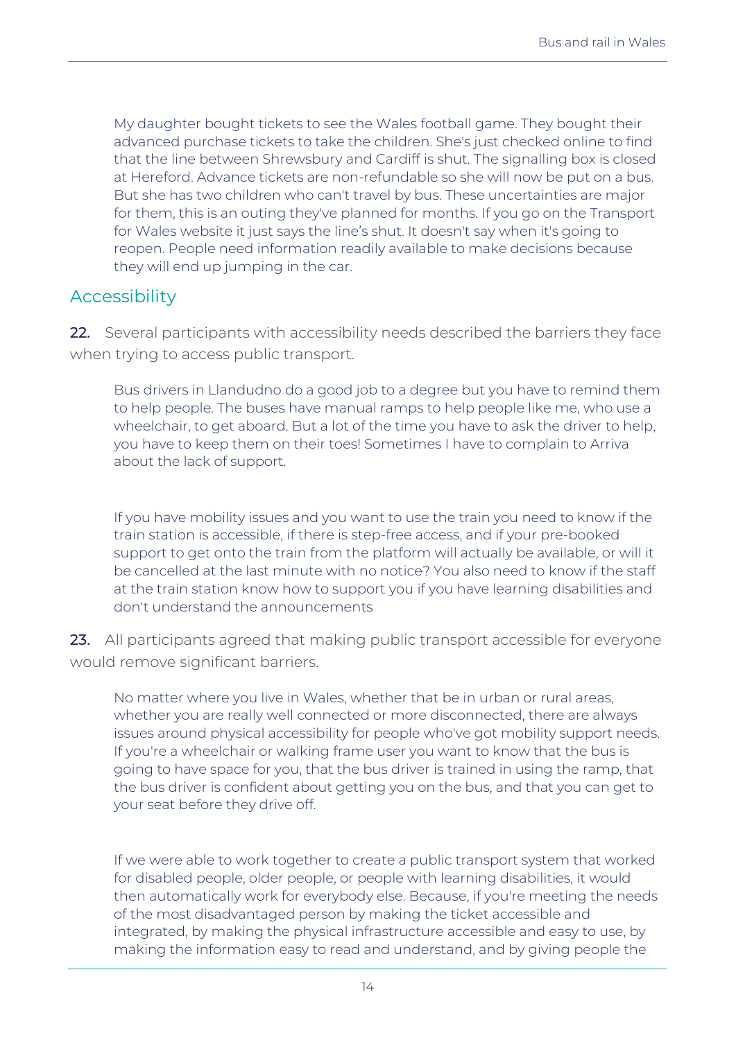> My daughter bought tickets to see the Wales football game. They bought their advanced purchase tickets to take the children. She's just checked online to find that the line between Shrewsbury and Cardiff is shut. The signalling box is closed at Hereford. Advance tickets are non-refundable so she will now be put on a bus. But she has two children who can't travel by bus. These uncertainties are major for them, this is an outing they've planned for months. If you go on the Transport for Wales website it just says the line's shut. It doesn't say when it's going to reopen. People need information readily available to make decisions because they will end up jumping in the car.

## Accessibility

**22.** Several participants with accessibility needs described the barriers they face when trying to access public transport.

> Bus drivers in Llandudno do a good job to a degree but you have to remind them to help people. The buses have manual ramps to help people like me, who use a wheelchair, to get aboard. But a lot of the time you have to ask the driver to help, you have to keep them on their toes! Sometimes I have to complain to Arriva about the lack of support.

> If you have mobility issues and you want to use the train you need to know if the train station is accessible, if there is step-free access, and if your pre-booked support to get onto the train from the platform will actually be available, or will it be cancelled at the last minute with no notice? You also need to know if the staff at the train station know how to support you if you have learning disabilities and don't understand the announcements

**23.** All participants agreed that making public transport accessible for everyone would remove significant barriers.

> No matter where you live in Wales, whether that be in urban or rural areas, whether you are really well connected or more disconnected, there are always issues around physical accessibility for people who've got mobility support needs. If you're a wheelchair or walking frame user you want to know that the bus is going to have space for you, that the bus driver is trained in using the ramp, that the bus driver is confident about getting you on the bus, and that you can get to your seat before they drive off.

> If we were able to work together to create a public transport system that worked for disabled people, older people, or people with learning disabilities, it would then automatically work for everybody else. Because, if you're meeting the needs of the most disadvantaged person by making the ticket accessible and integrated, by making the physical infrastructure accessible and easy to use, by making the information easy to read and understand, and by giving people the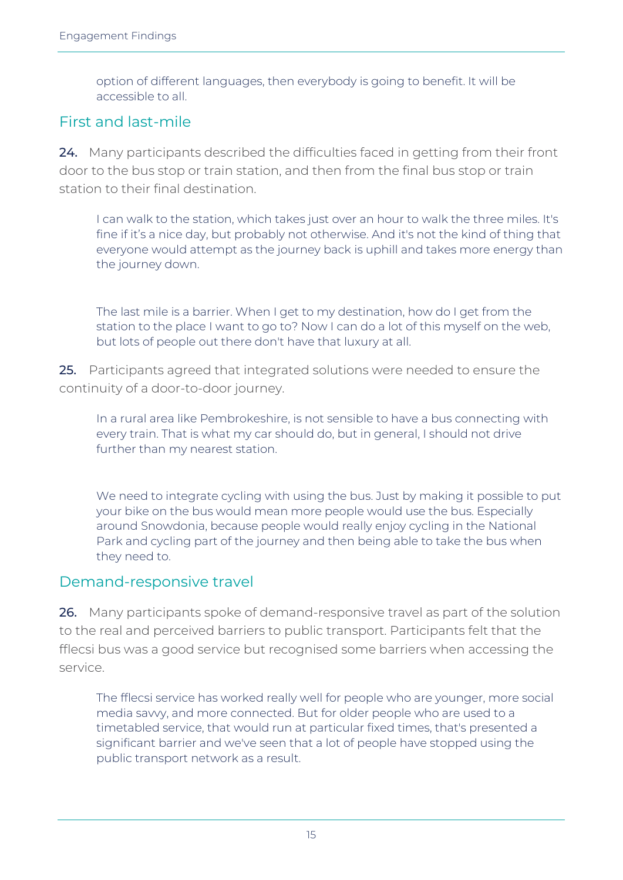> option of different languages, then everybody is going to benefit. It will be accessible to all.

## First and last-mile

**24.** Many participants described the difficulties faced in getting from their front door to the bus stop or train station, and then from the final bus stop or train station to their final destination.

> I can walk to the station, which takes just over an hour to walk the three miles. It's fine if it's a nice day, but probably not otherwise. And it's not the kind of thing that everyone would attempt as the journey back is uphill and takes more energy than the journey down.

> The last mile is a barrier. When I get to my destination, how do I get from the station to the place I want to go to? Now I can do a lot of this myself on the web, but lots of people out there don't have that luxury at all.

**25.** Participants agreed that integrated solutions were needed to ensure the continuity of a door-to-door journey.

> In a rural area like Pembrokeshire, is not sensible to have a bus connecting with every train. That is what my car should do, but in general, I should not drive further than my nearest station.

> We need to integrate cycling with using the bus. Just by making it possible to put your bike on the bus would mean more people would use the bus. Especially around Snowdonia, because people would really enjoy cycling in the National Park and cycling part of the journey and then being able to take the bus when they need to.

## Demand-responsive travel

**26.** Many participants spoke of demand-responsive travel as part of the solution to the real and perceived barriers to public transport. Participants felt that the fflecsi bus was a good service but recognised some barriers when accessing the service.

> The fflecsi service has worked really well for people who are younger, more social media savvy, and more connected. But for older people who are used to a timetabled service, that would run at particular fixed times, that's presented a significant barrier and we've seen that a lot of people have stopped using the public transport network as a result.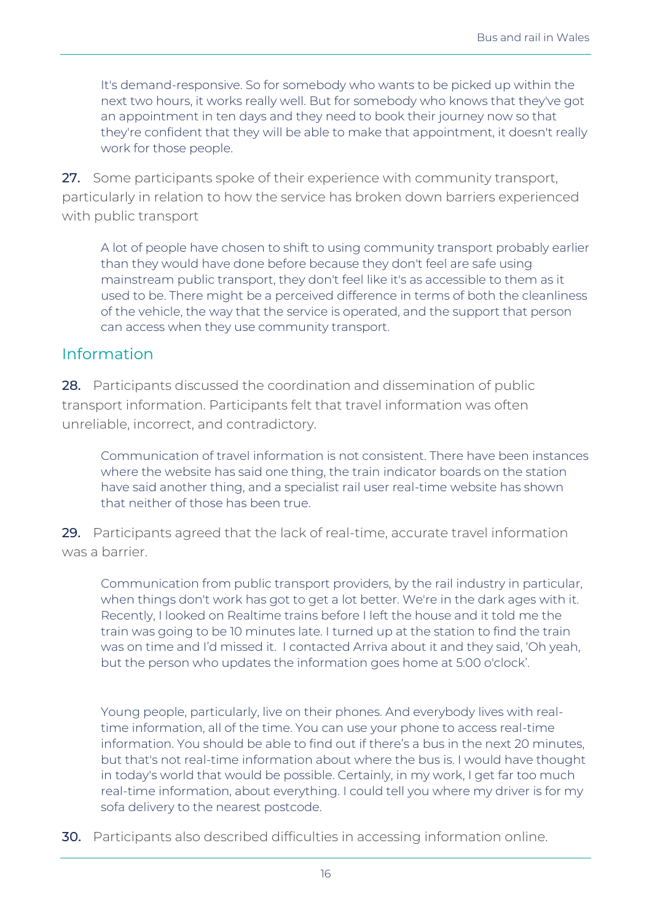> It's demand-responsive. So for somebody who wants to be picked up within the next two hours, it works really well. But for somebody who knows that they've got an appointment in ten days and they need to book their journey now so that they're confident that they will be able to make that appointment, it doesn't really work for those people.

**27.** Some participants spoke of their experience with community transport, particularly in relation to how the service has broken down barriers experienced with public transport

> A lot of people have chosen to shift to using community transport probably earlier than they would have done before because they don't feel are safe using mainstream public transport, they don't feel like it's as accessible to them as it used to be. There might be a perceived difference in terms of both the cleanliness of the vehicle, the way that the service is operated, and the support that person can access when they use community transport.

## Information

**28.** Participants discussed the coordination and dissemination of public transport information. Participants felt that travel information was often unreliable, incorrect, and contradictory.

> Communication of travel information is not consistent. There have been instances where the website has said one thing, the train indicator boards on the station have said another thing, and a specialist rail user real-time website has shown that neither of those has been true.

**29.** Participants agreed that the lack of real-time, accurate travel information was a barrier.

> Communication from public transport providers, by the rail industry in particular, when things don't work has got to get a lot better. We're in the dark ages with it. Recently, I looked on Realtime trains before I left the house and it told me the train was going to be 10 minutes late. I turned up at the station to find the train was on time and I'd missed it. I contacted Arriva about it and they said, 'Oh yeah, but the person who updates the information goes home at 5:00 o'clock'.

> Young people, particularly, live on their phones. And everybody lives with real-time information, all of the time. You can use your phone to access real-time information. You should be able to find out if there's a bus in the next 20 minutes, but that's not real-time information about where the bus is. I would have thought in today's world that would be possible. Certainly, in my work, I get far too much real-time information, about everything. I could tell you where my driver is for my sofa delivery to the nearest postcode.

**30.** Participants also described difficulties in accessing information online.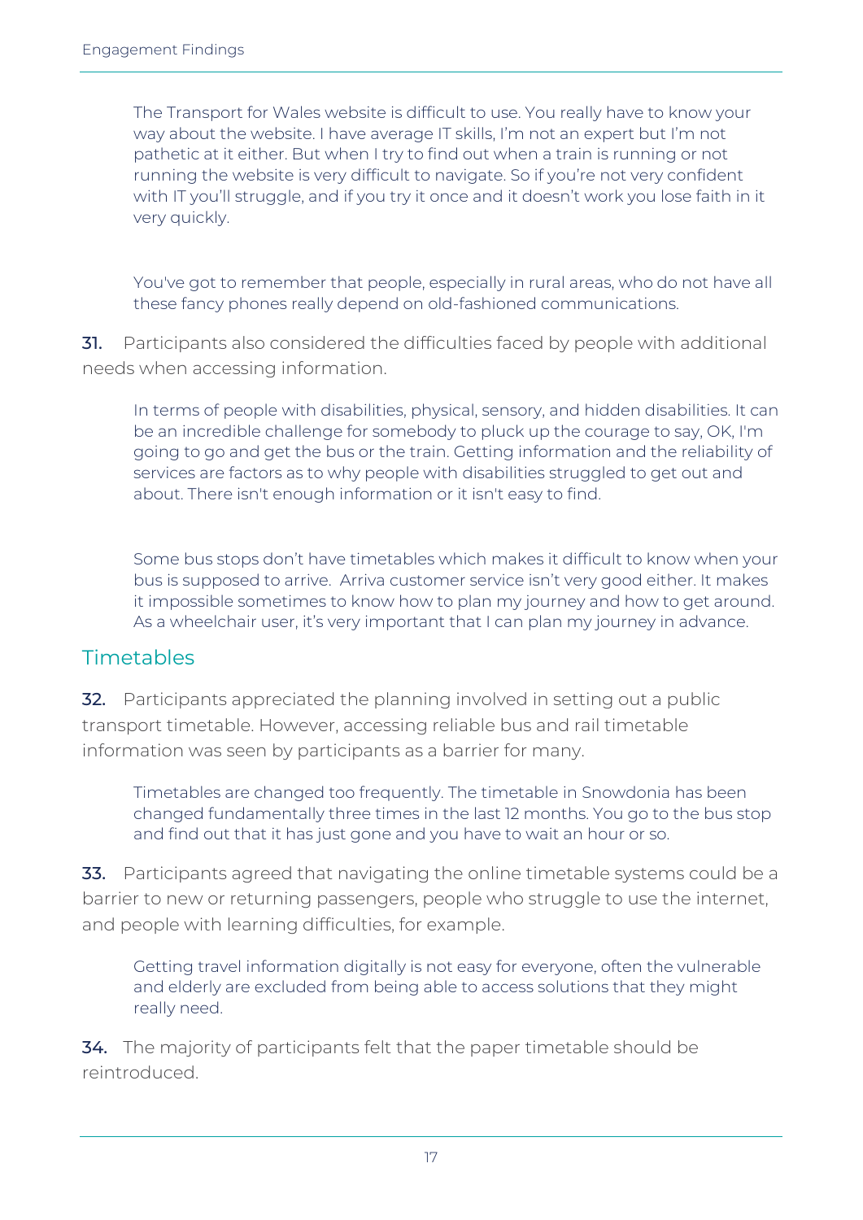> The Transport for Wales website is difficult to use. You really have to know your way about the website. I have average IT skills, I'm not an expert but I'm not pathetic at it either. But when I try to find out when a train is running or not running the website is very difficult to navigate. So if you're not very confident with IT you'll struggle, and if you try it once and it doesn't work you lose faith in it very quickly.

> You've got to remember that people, especially in rural areas, who do not have all these fancy phones really depend on old-fashioned communications.

**31.** Participants also considered the difficulties faced by people with additional needs when accessing information.

> In terms of people with disabilities, physical, sensory, and hidden disabilities. It can be an incredible challenge for somebody to pluck up the courage to say, OK, I'm going to go and get the bus or the train. Getting information and the reliability of services are factors as to why people with disabilities struggled to get out and about. There isn't enough information or it isn't easy to find.

> Some bus stops don't have timetables which makes it difficult to know when your bus is supposed to arrive. Arriva customer service isn't very good either. It makes it impossible sometimes to know how to plan my journey and how to get around. As a wheelchair user, it's very important that I can plan my journey in advance.

## Timetables

**32.** Participants appreciated the planning involved in setting out a public transport timetable. However, accessing reliable bus and rail timetable information was seen by participants as a barrier for many.

> Timetables are changed too frequently. The timetable in Snowdonia has been changed fundamentally three times in the last 12 months. You go to the bus stop and find out that it has just gone and you have to wait an hour or so.

**33.** Participants agreed that navigating the online timetable systems could be a barrier to new or returning passengers, people who struggle to use the internet, and people with learning difficulties, for example.

> Getting travel information digitally is not easy for everyone, often the vulnerable and elderly are excluded from being able to access solutions that they might really need.

**34.** The majority of participants felt that the paper timetable should be reintroduced.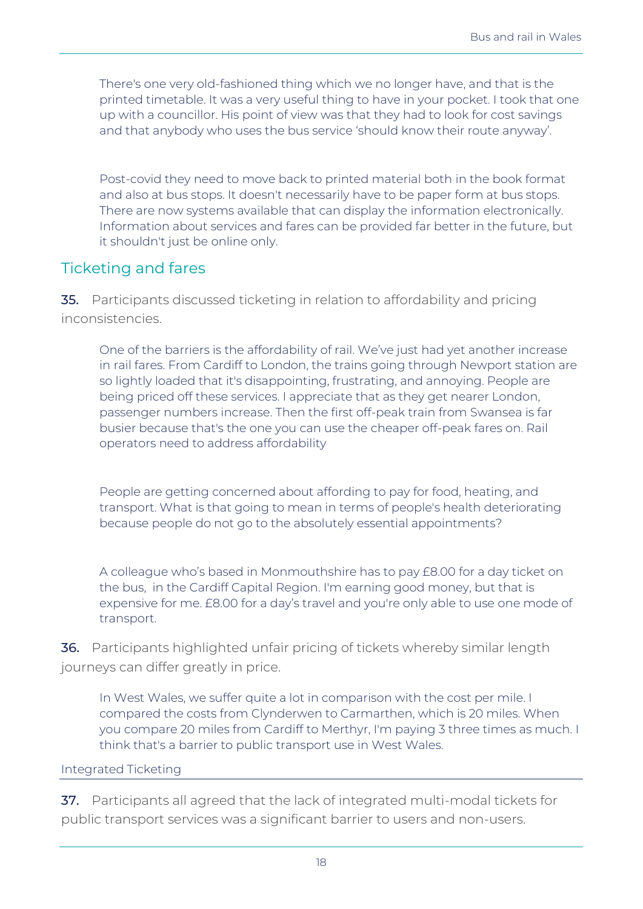> There's one very old-fashioned thing which we no longer have, and that is the printed timetable. It was a very useful thing to have in your pocket. I took that one up with a councillor. His point of view was that they had to look for cost savings and that anybody who uses the bus service 'should know their route anyway'.

> Post-covid they need to move back to printed material both in the book format and also at bus stops. It doesn't necessarily have to be paper form at bus stops. There are now systems available that can display the information electronically. Information about services and fares can be provided far better in the future, but it shouldn't just be online only.

## Ticketing and fares

**35.** Participants discussed ticketing in relation to affordability and pricing inconsistencies.

> One of the barriers is the affordability of rail. We've just had yet another increase in rail fares. From Cardiff to London, the trains going through Newport station are so lightly loaded that it's disappointing, frustrating, and annoying. People are being priced off these services. I appreciate that as they get nearer London, passenger numbers increase. Then the first off-peak train from Swansea is far busier because that's the one you can use the cheaper off-peak fares on. Rail operators need to address affordability

> People are getting concerned about affording to pay for food, heating, and transport. What is that going to mean in terms of people's health deteriorating because people do not go to the absolutely essential appointments?

> A colleague who's based in Monmouthshire has to pay £8.00 for a day ticket on the bus, in the Cardiff Capital Region. I'm earning good money, but that is expensive for me. £8.00 for a day's travel and you're only able to use one mode of transport.

**36.** Participants highlighted unfair pricing of tickets whereby similar length journeys can differ greatly in price.

> In West Wales, we suffer quite a lot in comparison with the cost per mile. I compared the costs from Clynderwen to Carmarthen, which is 20 miles. When you compare 20 miles from Cardiff to Merthyr, I'm paying 3 three times as much. I think that's a barrier to public transport use in West Wales.

### Integrated Ticketing

**37.** Participants all agreed that the lack of integrated multi-modal tickets for public transport services was a significant barrier to users and non-users.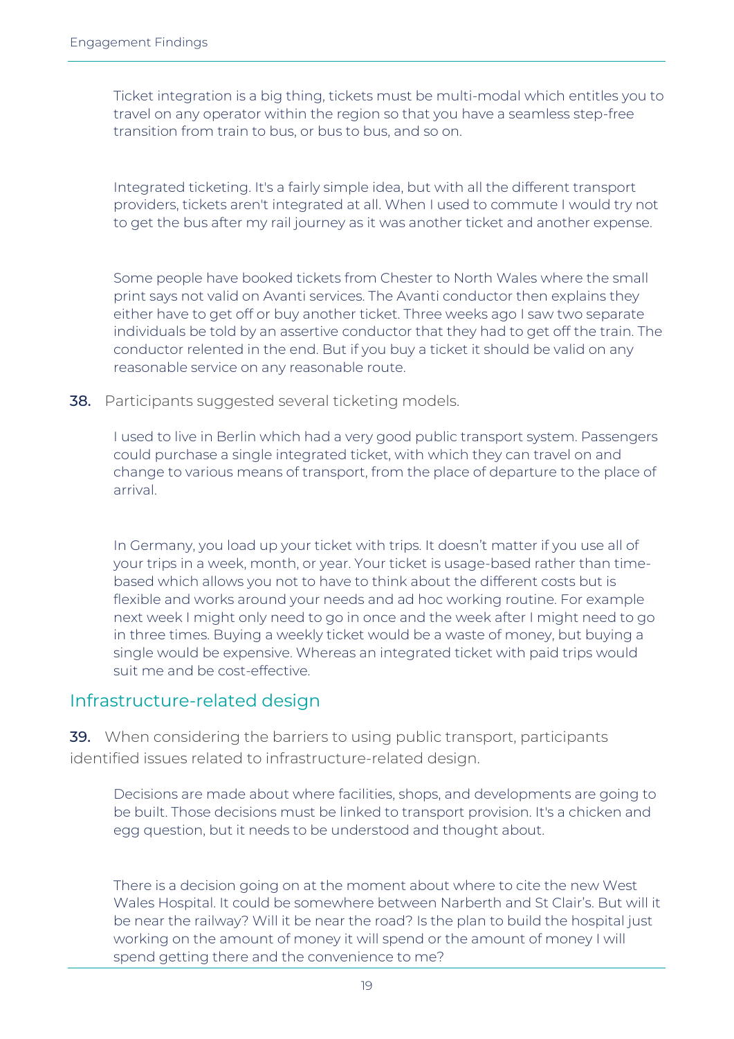Ticket integration is a big thing, tickets must be multi-modal which entitles you to travel on any operator within the region so that you have a seamless step-free transition from train to bus, or bus to bus, and so on.

Integrated ticketing. It's a fairly simple idea, but with all the different transport providers, tickets aren't integrated at all. When I used to commute I would try not to get the bus after my rail journey as it was another ticket and another expense.

Some people have booked tickets from Chester to North Wales where the small print says not valid on Avanti services. The Avanti conductor then explains they either have to get off or buy another ticket. Three weeks ago I saw two separate individuals be told by an assertive conductor that they had to get off the train. The conductor relented in the end. But if you buy a ticket it should be valid on any reasonable service on any reasonable route.

**38.** Participants suggested several ticketing models.

I used to live in Berlin which had a very good public transport system. Passengers could purchase a single integrated ticket, with which they can travel on and change to various means of transport, from the place of departure to the place of arrival.

In Germany, you load up your ticket with trips. It doesn't matter if you use all of your trips in a week, month, or year. Your ticket is usage-based rather than time-based which allows you not to have to think about the different costs but is flexible and works around your needs and ad hoc working routine. For example next week I might only need to go in once and the week after I might need to go in three times. Buying a weekly ticket would be a waste of money, but buying a single would be expensive. Whereas an integrated ticket with paid trips would suit me and be cost-effective.

## Infrastructure-related design

**39.** When considering the barriers to using public transport, participants identified issues related to infrastructure-related design.

Decisions are made about where facilities, shops, and developments are going to be built. Those decisions must be linked to transport provision. It's a chicken and egg question, but it needs to be understood and thought about.

There is a decision going on at the moment about where to cite the new West Wales Hospital. It could be somewhere between Narberth and St Clair's. But will it be near the railway? Will it be near the road? Is the plan to build the hospital just working on the amount of money it will spend or the amount of money I will spend getting there and the convenience to me?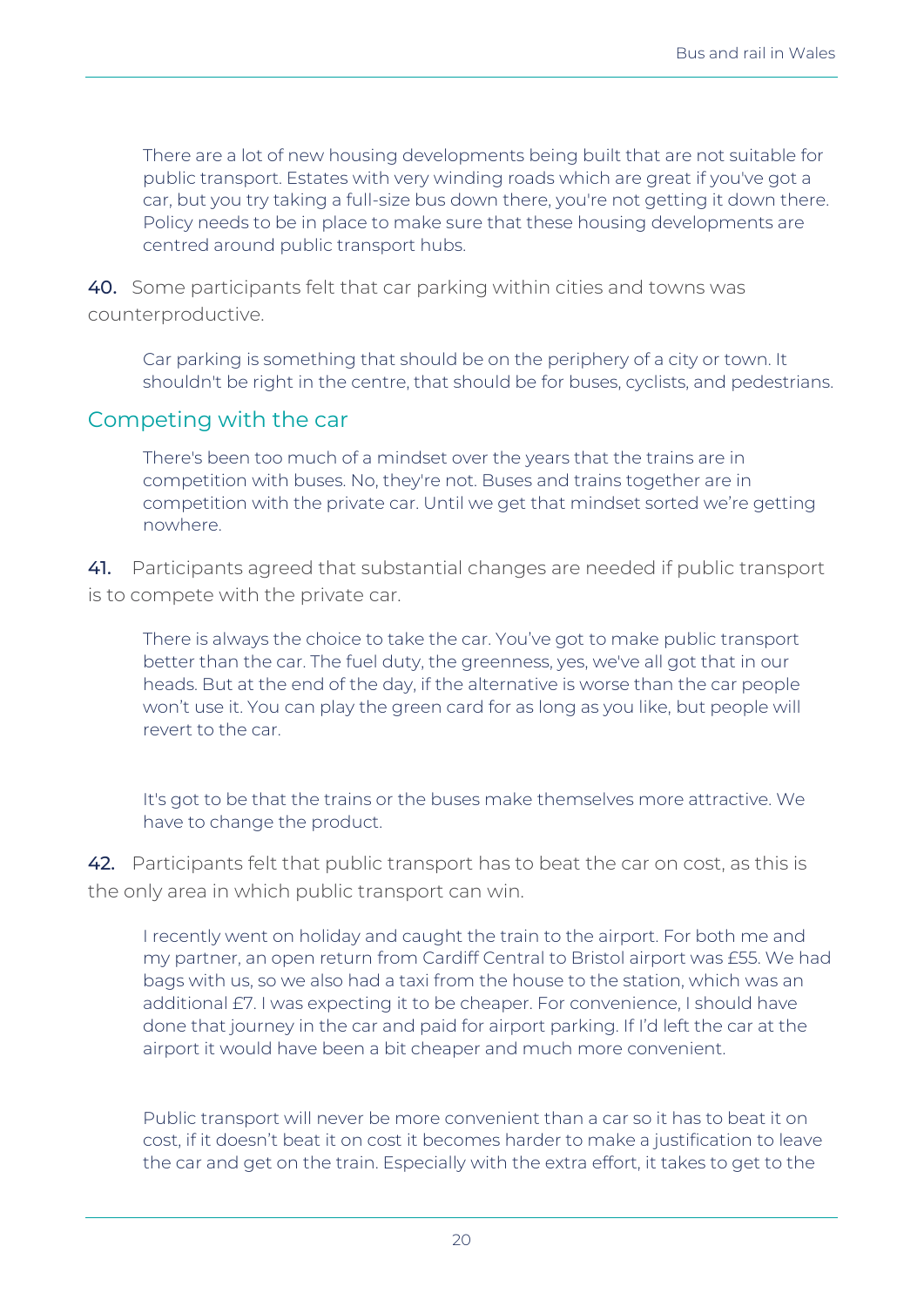> There are a lot of new housing developments being built that are not suitable for public transport. Estates with very winding roads which are great if you've got a car, but you try taking a full-size bus down there, you're not getting it down there. Policy needs to be in place to make sure that these housing developments are centred around public transport hubs.

**40.** Some participants felt that car parking within cities and towns was counterproductive.

> Car parking is something that should be on the periphery of a city or town. It shouldn't be right in the centre, that should be for buses, cyclists, and pedestrians.

## Competing with the car

> There's been too much of a mindset over the years that the trains are in competition with buses. No, they're not. Buses and trains together are in competition with the private car. Until we get that mindset sorted we're getting nowhere.

**41.** Participants agreed that substantial changes are needed if public transport is to compete with the private car.

> There is always the choice to take the car. You've got to make public transport better than the car. The fuel duty, the greenness, yes, we've all got that in our heads. But at the end of the day, if the alternative is worse than the car people won't use it. You can play the green card for as long as you like, but people will revert to the car.

> It's got to be that the trains or the buses make themselves more attractive. We have to change the product.

**42.** Participants felt that public transport has to beat the car on cost, as this is the only area in which public transport can win.

> I recently went on holiday and caught the train to the airport. For both me and my partner, an open return from Cardiff Central to Bristol airport was £55. We had bags with us, so we also had a taxi from the house to the station, which was an additional £7. I was expecting it to be cheaper. For convenience, I should have done that journey in the car and paid for airport parking. If I'd left the car at the airport it would have been a bit cheaper and much more convenient.

> Public transport will never be more convenient than a car so it has to beat it on cost, if it doesn't beat it on cost it becomes harder to make a justification to leave the car and get on the train. Especially with the extra effort, it takes to get to the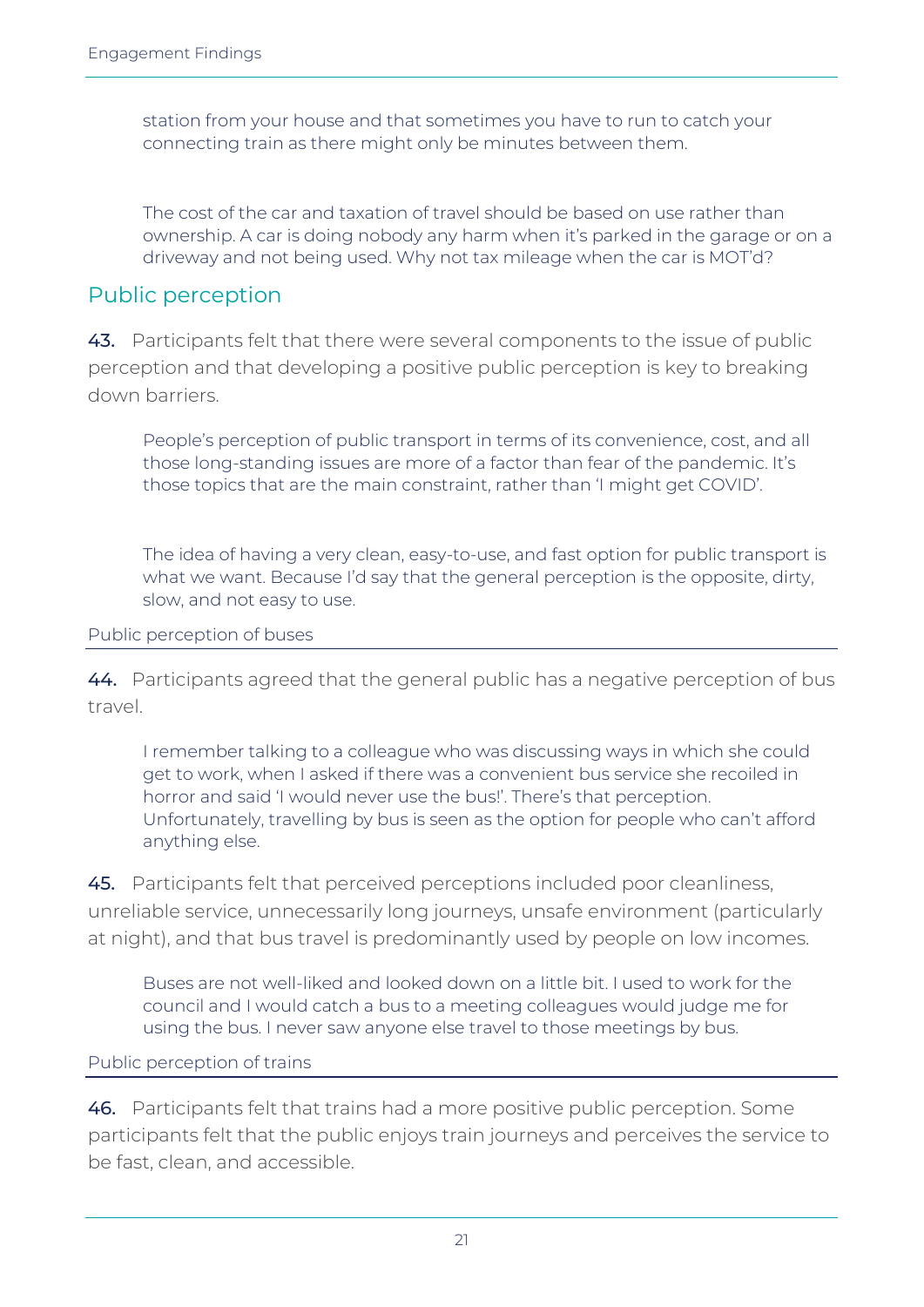station from your house and that sometimes you have to run to catch your connecting train as there might only be minutes between them.

> The cost of the car and taxation of travel should be based on use rather than ownership. A car is doing nobody any harm when it's parked in the garage or on a driveway and not being used. Why not tax mileage when the car is MOT'd?

## Public perception

**43.** Participants felt that there were several components to the issue of public perception and that developing a positive public perception is key to breaking down barriers.

> People's perception of public transport in terms of its convenience, cost, and all those long-standing issues are more of a factor than fear of the pandemic. It's those topics that are the main constraint, rather than 'I might get COVID'.

> The idea of having a very clean, easy-to-use, and fast option for public transport is what we want. Because I'd say that the general perception is the opposite, dirty, slow, and not easy to use.

### Public perception of buses

**44.** Participants agreed that the general public has a negative perception of bus travel.

> I remember talking to a colleague who was discussing ways in which she could get to work, when I asked if there was a convenient bus service she recoiled in horror and said 'I would never use the bus!'. There's that perception. Unfortunately, travelling by bus is seen as the option for people who can't afford anything else.

**45.** Participants felt that perceived perceptions included poor cleanliness, unreliable service, unnecessarily long journeys, unsafe environment (particularly at night), and that bus travel is predominantly used by people on low incomes.

> Buses are not well-liked and looked down on a little bit. I used to work for the council and I would catch a bus to a meeting colleagues would judge me for using the bus. I never saw anyone else travel to those meetings by bus.

### Public perception of trains

**46.** Participants felt that trains had a more positive public perception. Some participants felt that the public enjoys train journeys and perceives the service to be fast, clean, and accessible.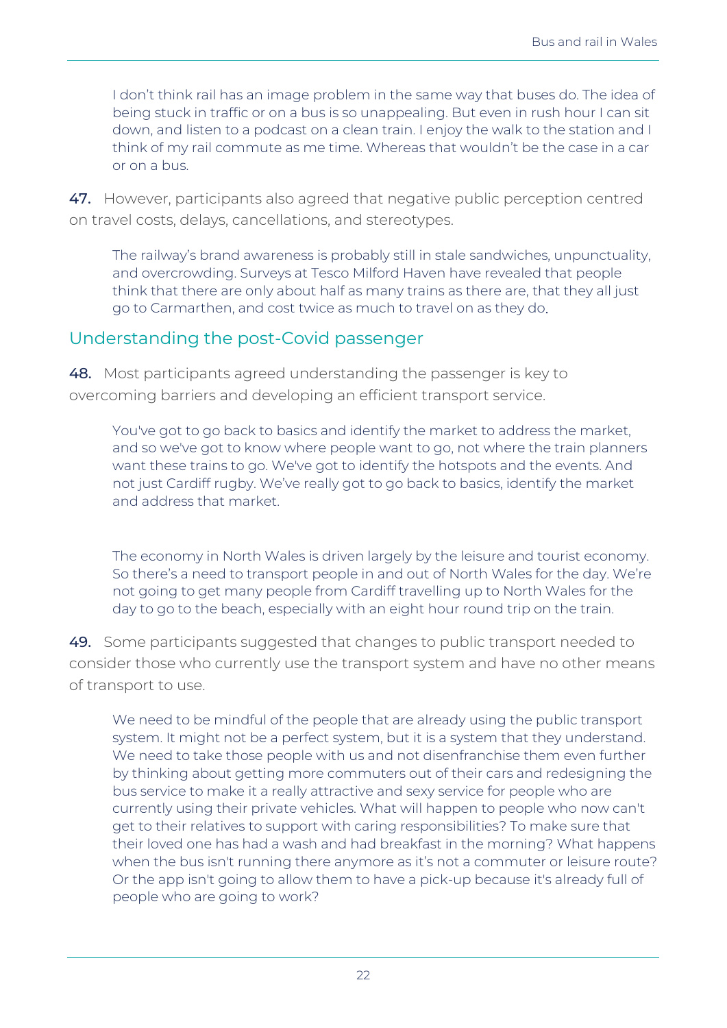> I don't think rail has an image problem in the same way that buses do. The idea of being stuck in traffic or on a bus is so unappealing. But even in rush hour I can sit down, and listen to a podcast on a clean train. I enjoy the walk to the station and I think of my rail commute as me time. Whereas that wouldn't be the case in a car or on a bus.

**47.** However, participants also agreed that negative public perception centred on travel costs, delays, cancellations, and stereotypes.

> The railway's brand awareness is probably still in stale sandwiches, unpunctuality, and overcrowding. Surveys at Tesco Milford Haven have revealed that people think that there are only about half as many trains as there are, that they all just go to Carmarthen, and cost twice as much to travel on as they do.

## Understanding the post-Covid passenger

**48.** Most participants agreed understanding the passenger is key to overcoming barriers and developing an efficient transport service.

> You've got to go back to basics and identify the market to address the market, and so we've got to know where people want to go, not where the train planners want these trains to go. We've got to identify the hotspots and the events. And not just Cardiff rugby. We've really got to go back to basics, identify the market and address that market.

> The economy in North Wales is driven largely by the leisure and tourist economy. So there's a need to transport people in and out of North Wales for the day. We're not going to get many people from Cardiff travelling up to North Wales for the day to go to the beach, especially with an eight hour round trip on the train.

**49.** Some participants suggested that changes to public transport needed to consider those who currently use the transport system and have no other means of transport to use.

> We need to be mindful of the people that are already using the public transport system. It might not be a perfect system, but it is a system that they understand. We need to take those people with us and not disenfranchise them even further by thinking about getting more commuters out of their cars and redesigning the bus service to make it a really attractive and sexy service for people who are currently using their private vehicles. What will happen to people who now can't get to their relatives to support with caring responsibilities? To make sure that their loved one has had a wash and had breakfast in the morning? What happens when the bus isn't running there anymore as it's not a commuter or leisure route? Or the app isn't going to allow them to have a pick-up because it's already full of people who are going to work?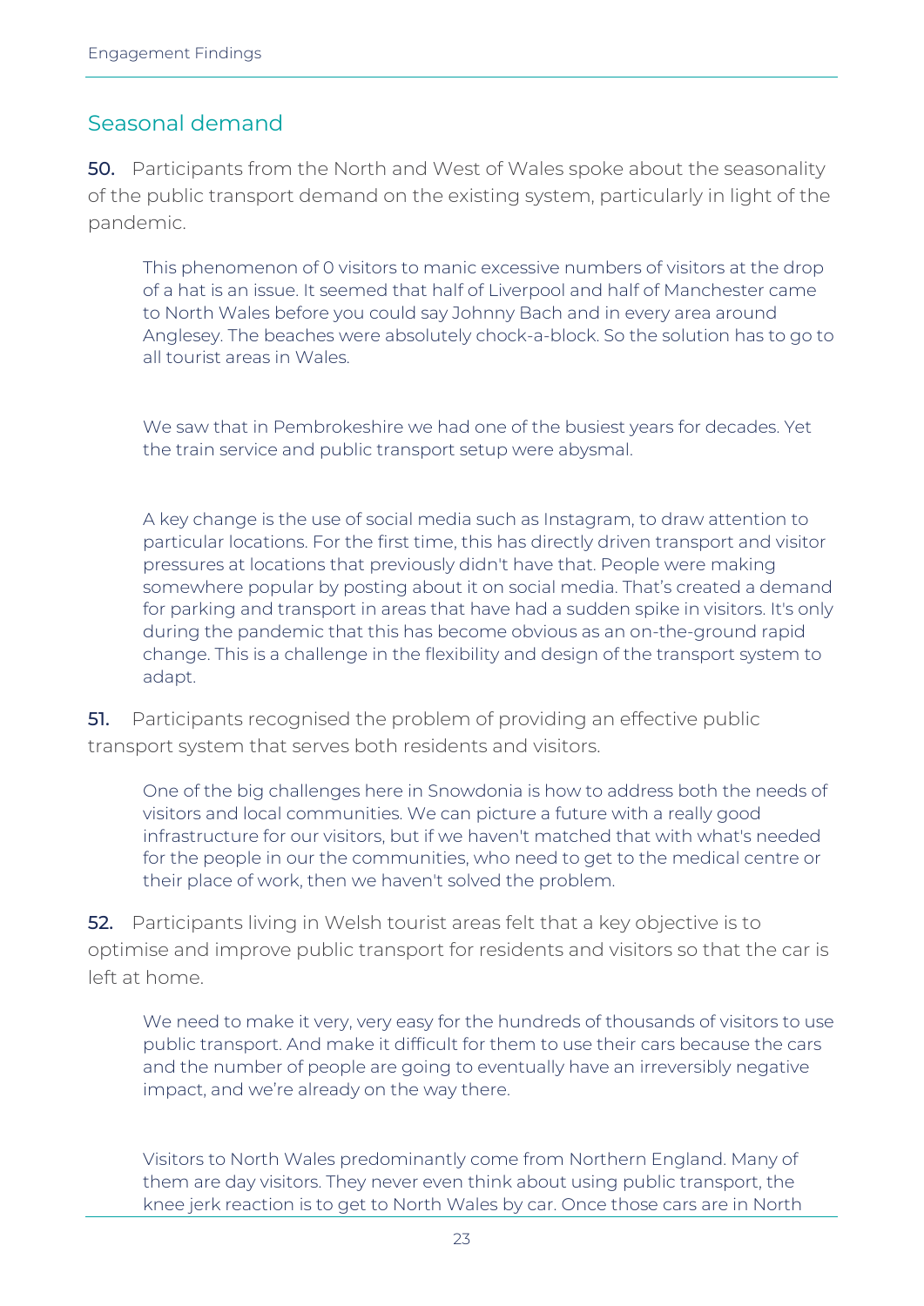## Seasonal demand

**50.** Participants from the North and West of Wales spoke about the seasonality of the public transport demand on the existing system, particularly in light of the pandemic.

> This phenomenon of 0 visitors to manic excessive numbers of visitors at the drop of a hat is an issue. It seemed that half of Liverpool and half of Manchester came to North Wales before you could say Johnny Bach and in every area around Anglesey. The beaches were absolutely chock-a-block. So the solution has to go to all tourist areas in Wales.

> We saw that in Pembrokeshire we had one of the busiest years for decades. Yet the train service and public transport setup were abysmal.

> A key change is the use of social media such as Instagram, to draw attention to particular locations. For the first time, this has directly driven transport and visitor pressures at locations that previously didn't have that. People were making somewhere popular by posting about it on social media. That's created a demand for parking and transport in areas that have had a sudden spike in visitors. It's only during the pandemic that this has become obvious as an on-the-ground rapid change. This is a challenge in the flexibility and design of the transport system to adapt.

**51.** Participants recognised the problem of providing an effective public transport system that serves both residents and visitors.

> One of the big challenges here in Snowdonia is how to address both the needs of visitors and local communities. We can picture a future with a really good infrastructure for our visitors, but if we haven't matched that with what's needed for the people in our the communities, who need to get to the medical centre or their place of work, then we haven't solved the problem.

**52.** Participants living in Welsh tourist areas felt that a key objective is to optimise and improve public transport for residents and visitors so that the car is left at home.

> We need to make it very, very easy for the hundreds of thousands of visitors to use public transport. And make it difficult for them to use their cars because the cars and the number of people are going to eventually have an irreversibly negative impact, and we're already on the way there.

> Visitors to North Wales predominantly come from Northern England. Many of them are day visitors. They never even think about using public transport, the knee jerk reaction is to get to North Wales by car. Once those cars are in North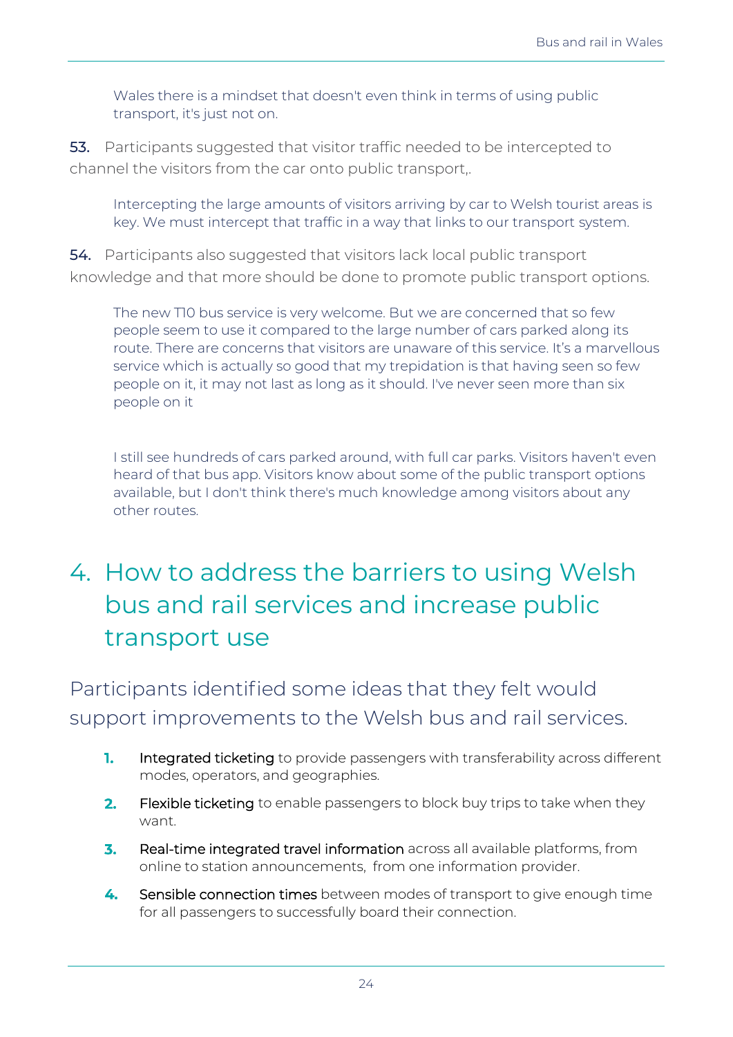> Wales there is a mindset that doesn't even think in terms of using public transport, it's just not on.

**53.** Participants suggested that visitor traffic needed to be intercepted to channel the visitors from the car onto public transport,.

> Intercepting the large amounts of visitors arriving by car to Welsh tourist areas is key. We must intercept that traffic in a way that links to our transport system.

**54.** Participants also suggested that visitors lack local public transport knowledge and that more should be done to promote public transport options.

> The new T10 bus service is very welcome. But we are concerned that so few people seem to use it compared to the large number of cars parked along its route. There are concerns that visitors are unaware of this service. It's a marvellous service which is actually so good that my trepidation is that having seen so few people on it, it may not last as long as it should. I've never seen more than six people on it

> I still see hundreds of cars parked around, with full car parks. Visitors haven't even heard of that bus app. Visitors know about some of the public transport options available, but I don't think there's much knowledge among visitors about any other routes.

# 4. How to address the barriers to using Welsh bus and rail services and increase public transport use

## Participants identified some ideas that they felt would support improvements to the Welsh bus and rail services.

1. Integrated ticketing to provide passengers with transferability across different modes, operators, and geographies.
2. Flexible ticketing to enable passengers to block buy trips to take when they want.
3. Real-time integrated travel information across all available platforms, from online to station announcements, from one information provider.
4. Sensible connection times between modes of transport to give enough time for all passengers to successfully board their connection.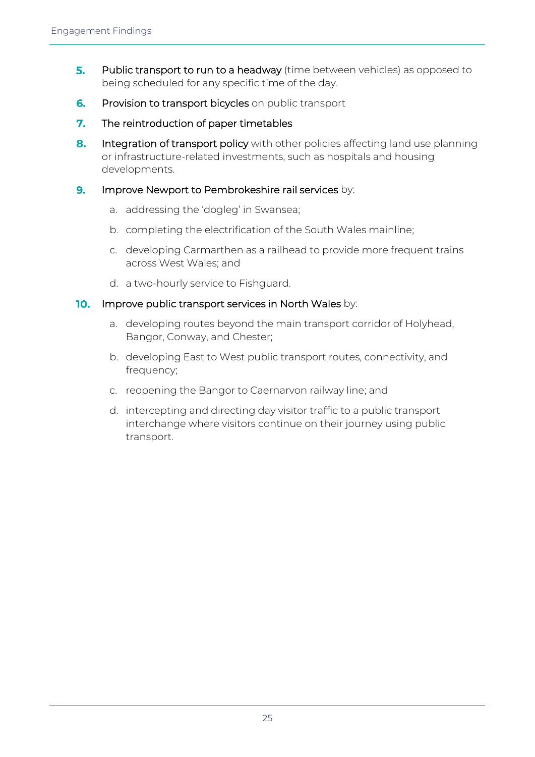5. **Public transport to run to a headway** (time between vehicles) as opposed to being scheduled for any specific time of the day.
6. **Provision to transport bicycles** on public transport
7. **The reintroduction of paper timetables**
8. **Integration of transport policy** with other policies affecting land use planning or infrastructure-related investments, such as hospitals and housing developments.
9. **Improve Newport to Pembrokeshire rail services** by:
   a. addressing the 'dogleg' in Swansea;
   b. completing the electrification of the South Wales mainline;
   c. developing Carmarthen as a railhead to provide more frequent trains across West Wales; and
   d. a two-hourly service to Fishguard.
10. **Improve public transport services in North Wales** by:
    a. developing routes beyond the main transport corridor of Holyhead, Bangor, Conway, and Chester;
    b. developing East to West public transport routes, connectivity, and frequency;
    c. reopening the Bangor to Caernarvon railway line; and
    d. intercepting and directing day visitor traffic to a public transport interchange where visitors continue on their journey using public transport.